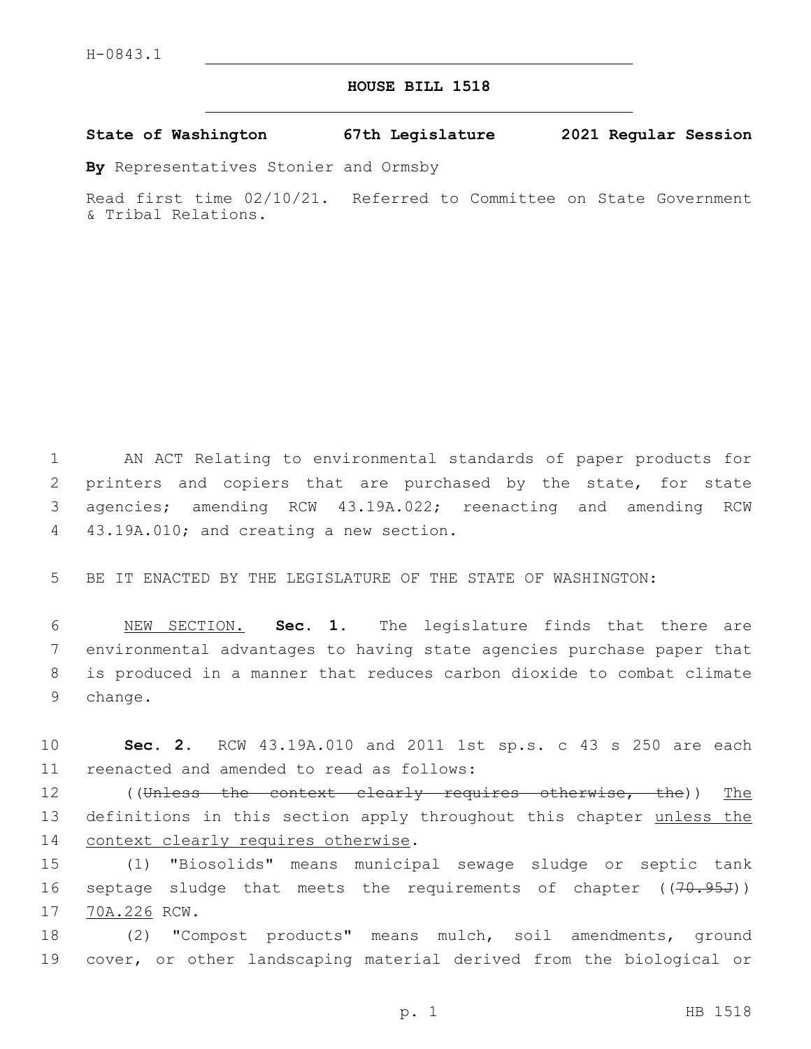H-0843.1

# HOUSE BILL 1518

**State of Washington 67th Legislature 2021 Regular Session**

**By** Representatives Stonier and Ormsby

Read first time 02/10/21. Referred to Committee on State Government & Tribal Relations.

AN ACT Relating to environmental standards of paper products for printers and copiers that are purchased by the state, for state agencies; amending RCW 43.19A.022; reenacting and amending RCW 43.19A.010; and creating a new section.

BE IT ENACTED BY THE LEGISLATURE OF THE STATE OF WASHINGTON:

NEW SECTION. **Sec. 1.** The legislature finds that there are environmental advantages to having state agencies purchase paper that is produced in a manner that reduces carbon dioxide to combat climate change.

**Sec. 2.** RCW 43.19A.010 and 2011 1st sp.s. c 43 s 250 are each reenacted and amended to read as follows:

((~~Unless the context clearly requires otherwise, the~~)) The definitions in this section apply throughout this chapter unless the context clearly requires otherwise.

(1) "Biosolids" means municipal sewage sludge or septic tank septage sludge that meets the requirements of chapter ((~~70.95J~~)) 70A.226 RCW.

(2) "Compost products" means mulch, soil amendments, ground cover, or other landscaping material derived from the biological or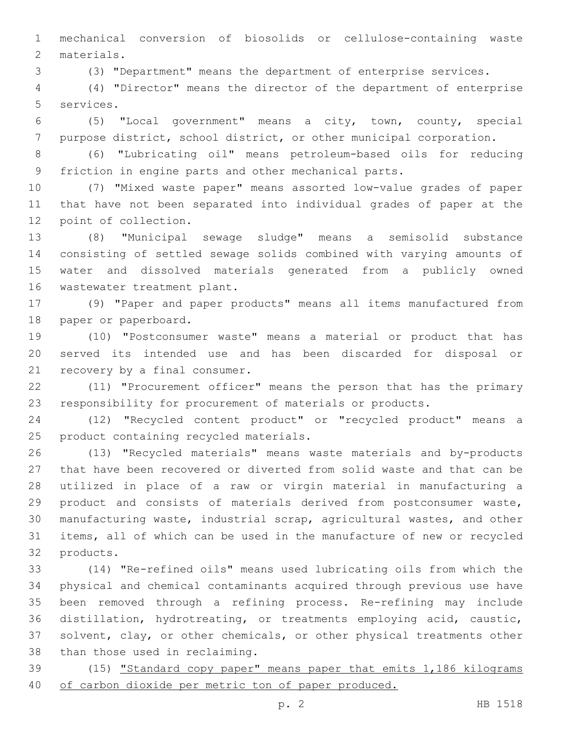mechanical conversion of biosolids or cellulose-containing waste materials.

(3) "Department" means the department of enterprise services.

(4) "Director" means the director of the department of enterprise services.

(5) "Local government" means a city, town, county, special purpose district, school district, or other municipal corporation.

(6) "Lubricating oil" means petroleum-based oils for reducing friction in engine parts and other mechanical parts.

(7) "Mixed waste paper" means assorted low-value grades of paper that have not been separated into individual grades of paper at the point of collection.

(8) "Municipal sewage sludge" means a semisolid substance consisting of settled sewage solids combined with varying amounts of water and dissolved materials generated from a publicly owned wastewater treatment plant.

(9) "Paper and paper products" means all items manufactured from paper or paperboard.

(10) "Postconsumer waste" means a material or product that has served its intended use and has been discarded for disposal or recovery by a final consumer.

(11) "Procurement officer" means the person that has the primary responsibility for procurement of materials or products.

(12) "Recycled content product" or "recycled product" means a product containing recycled materials.

(13) "Recycled materials" means waste materials and by-products that have been recovered or diverted from solid waste and that can be utilized in place of a raw or virgin material in manufacturing a product and consists of materials derived from postconsumer waste, manufacturing waste, industrial scrap, agricultural wastes, and other items, all of which can be used in the manufacture of new or recycled products.

(14) "Re-refined oils" means used lubricating oils from which the physical and chemical contaminants acquired through previous use have been removed through a refining process. Re-refining may include distillation, hydrotreating, or treatments employing acid, caustic, solvent, clay, or other chemicals, or other physical treatments other than those used in reclaiming.

(15) <u>"Standard copy paper" means paper that emits 1,186 kilograms of carbon dioxide per metric ton of paper produced.</u>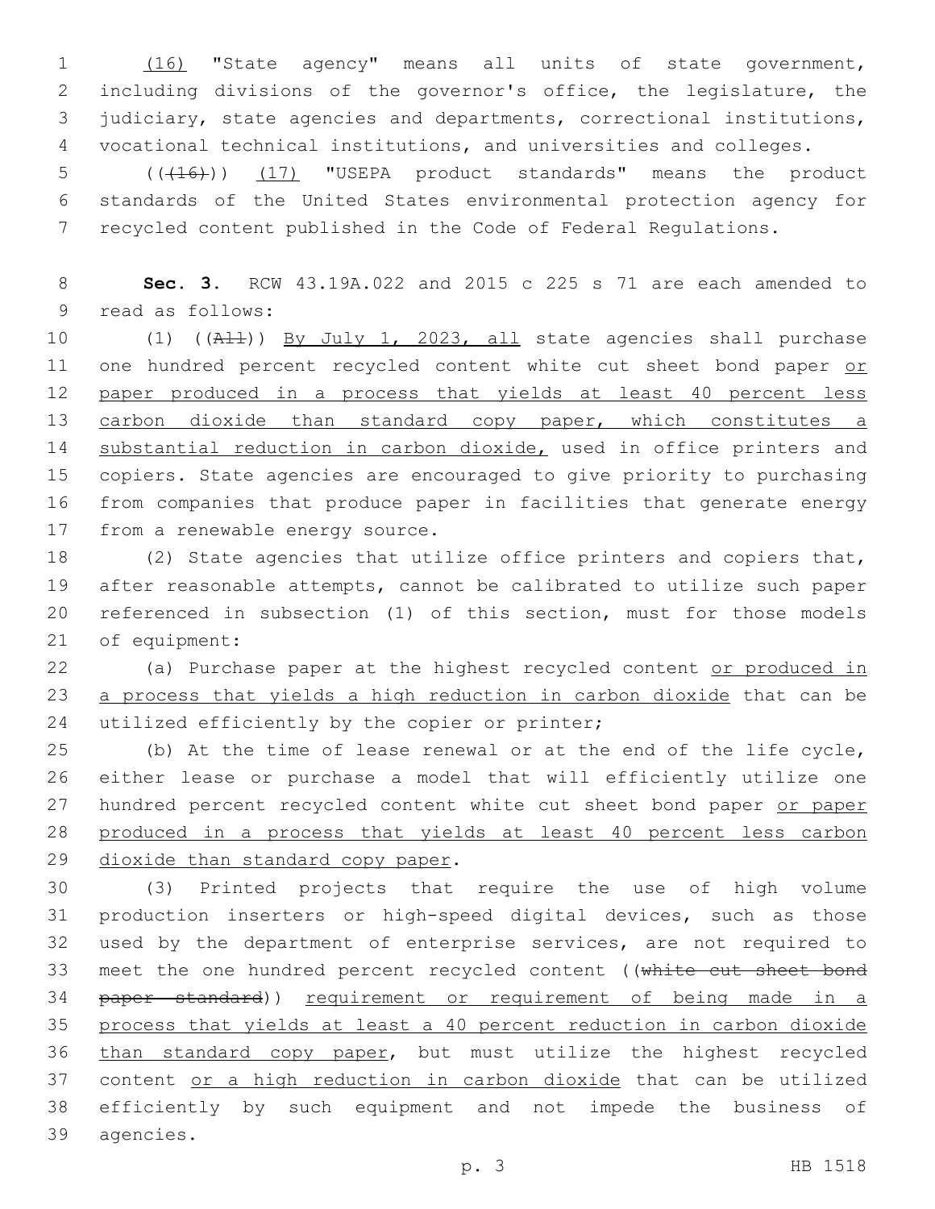(16) "State agency" means all units of state government, including divisions of the governor's office, the legislature, the judiciary, state agencies and departments, correctional institutions, vocational technical institutions, and universities and colleges.

(((16))) (17) "USEPA product standards" means the product standards of the United States environmental protection agency for recycled content published in the Code of Federal Regulations.

**Sec. 3.** RCW 43.19A.022 and 2015 c 225 s 71 are each amended to read as follows:

(1) ((All)) By July 1, 2023, all state agencies shall purchase one hundred percent recycled content white cut sheet bond paper or paper produced in a process that yields at least 40 percent less carbon dioxide than standard copy paper, which constitutes a substantial reduction in carbon dioxide, used in office printers and copiers. State agencies are encouraged to give priority to purchasing from companies that produce paper in facilities that generate energy from a renewable energy source.

(2) State agencies that utilize office printers and copiers that, after reasonable attempts, cannot be calibrated to utilize such paper referenced in subsection (1) of this section, must for those models of equipment:

(a) Purchase paper at the highest recycled content or produced in a process that yields a high reduction in carbon dioxide that can be utilized efficiently by the copier or printer;

(b) At the time of lease renewal or at the end of the life cycle, either lease or purchase a model that will efficiently utilize one hundred percent recycled content white cut sheet bond paper or paper produced in a process that yields at least 40 percent less carbon dioxide than standard copy paper.

(3) Printed projects that require the use of high volume production inserters or high-speed digital devices, such as those used by the department of enterprise services, are not required to meet the one hundred percent recycled content ((white cut sheet bond paper standard)) requirement or requirement of being made in a process that yields at least a 40 percent reduction in carbon dioxide than standard copy paper, but must utilize the highest recycled content or a high reduction in carbon dioxide that can be utilized efficiently by such equipment and not impede the business of agencies.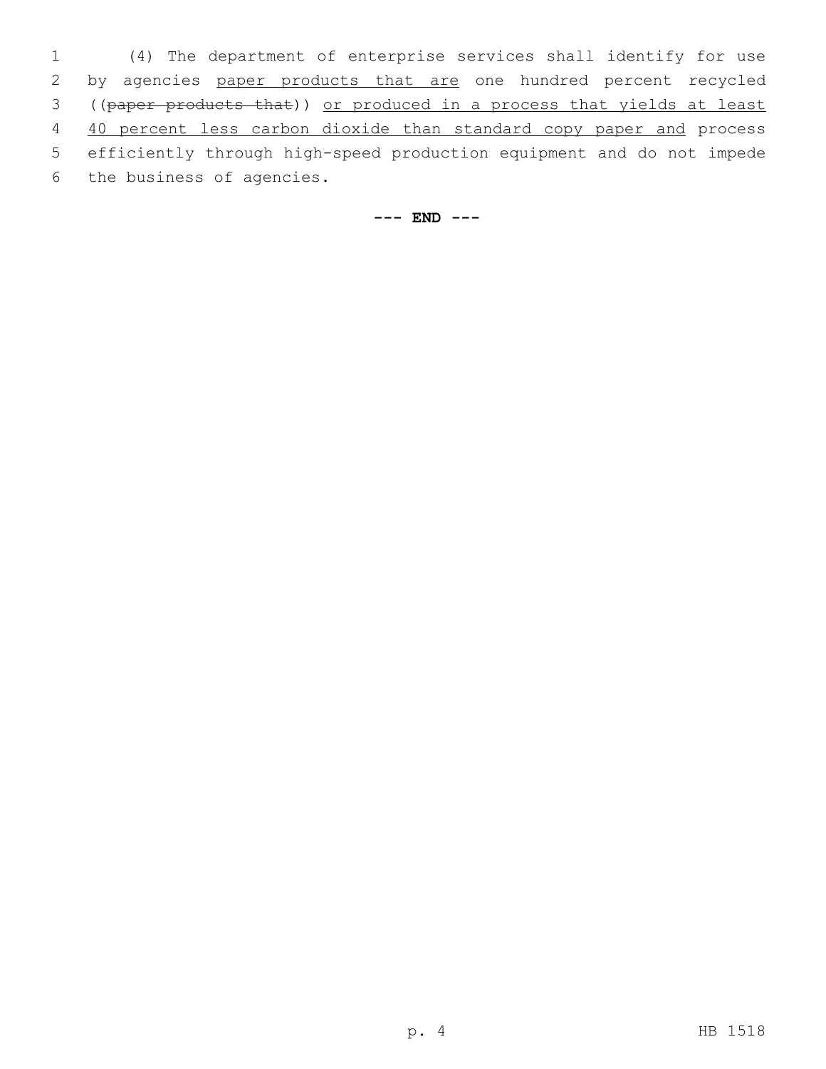(4) The department of enterprise services shall identify for use by agencies <u>paper products that are</u> one hundred percent recycled ((~~paper products that~~)) <u>or produced in a process that yields at least 40 percent less carbon dioxide than standard copy paper and</u> process efficiently through high-speed production equipment and do not impede the business of agencies.

**--- END ---**